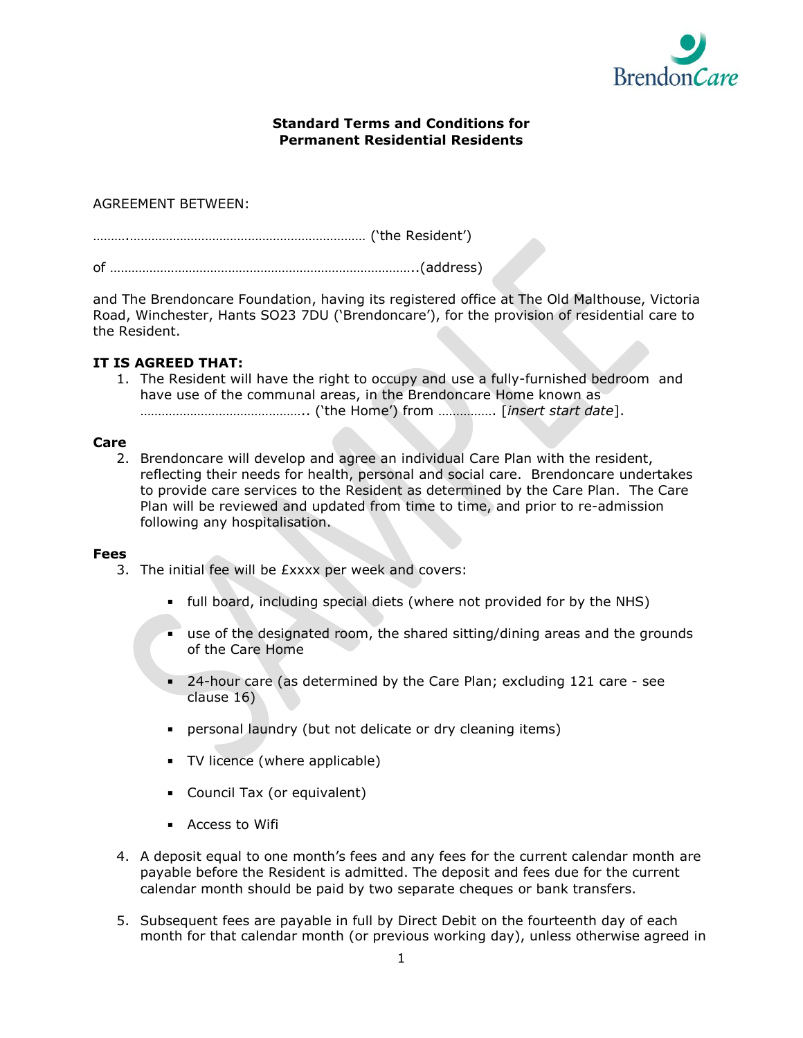BrendonCare

**Standard Terms and Conditions for Permanent Residential Residents**

AGREEMENT BETWEEN:

……….………………………………………………………… ('the Resident')

of ………………………………………………………………………..(address)

and The Brendoncare Foundation, having its registered office at The Old Malthouse, Victoria Road, Winchester, Hants SO23 7DU ('Brendoncare'), for the provision of residential care to the Resident.

**IT IS AGREED THAT:**

1. The Resident will have the right to occupy and use a fully-furnished bedroom and have use of the communal areas, in the Brendoncare Home known as ……………………………………….. ('the Home') from ……………. [*insert start date*].

**Care**

2. Brendoncare will develop and agree an individual Care Plan with the resident, reflecting their needs for health, personal and social care. Brendoncare undertakes to provide care services to the Resident as determined by the Care Plan. The Care Plan will be reviewed and updated from time to time, and prior to re-admission following any hospitalisation.

**Fees**

3. The initial fee will be £xxxx per week and covers:

   - full board, including special diets (where not provided for by the NHS)
   - use of the designated room, the shared sitting/dining areas and the grounds of the Care Home
   - 24-hour care (as determined by the Care Plan; excluding 121 care - see clause 16)
   - personal laundry (but not delicate or dry cleaning items)
   - TV licence (where applicable)
   - Council Tax (or equivalent)
   - Access to Wifi

4. A deposit equal to one month's fees and any fees for the current calendar month are payable before the Resident is admitted. The deposit and fees due for the current calendar month should be paid by two separate cheques or bank transfers.

5. Subsequent fees are payable in full by Direct Debit on the fourteenth day of each month for that calendar month (or previous working day), unless otherwise agreed in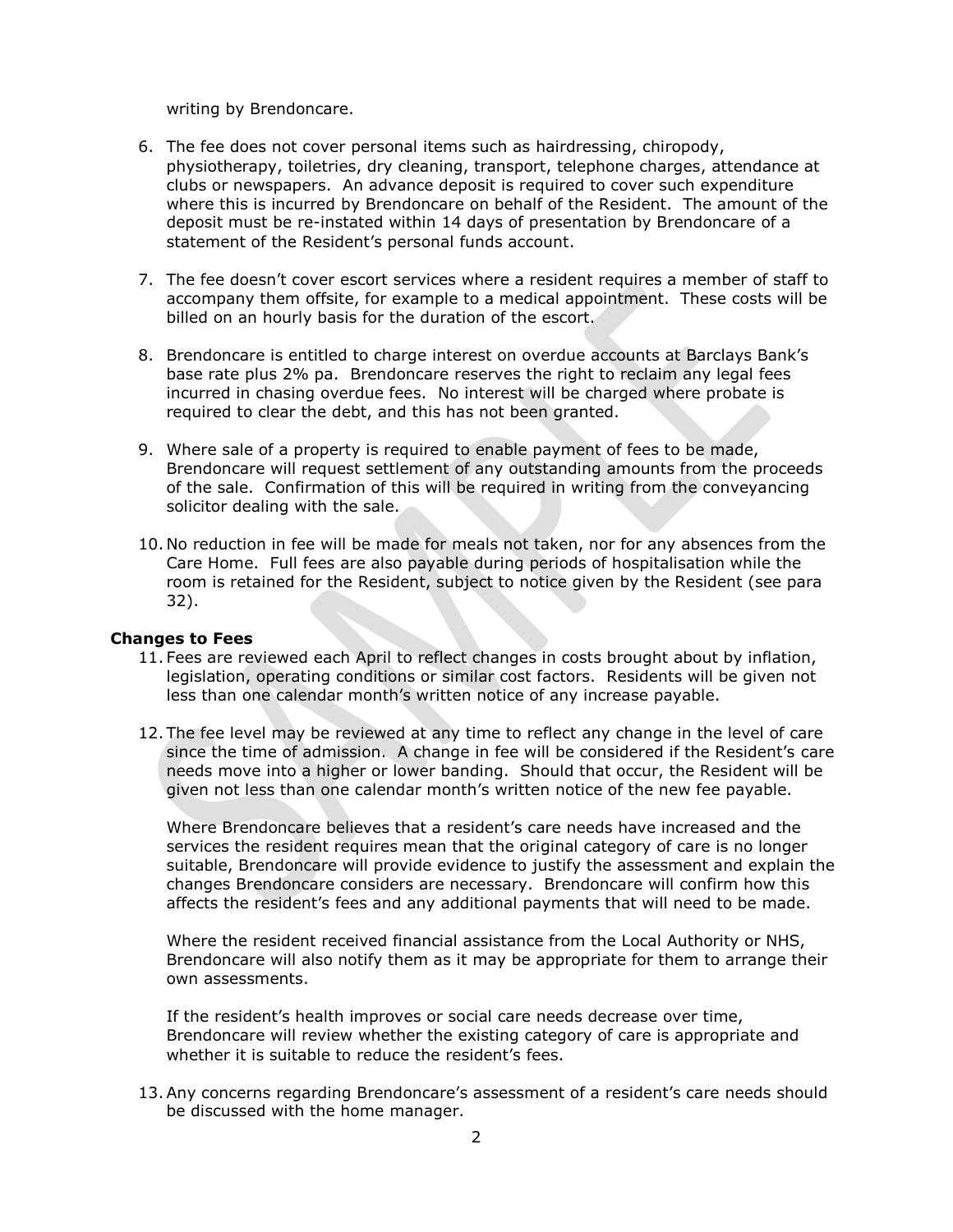writing by Brendoncare.

6. The fee does not cover personal items such as hairdressing, chiropody, physiotherapy, toiletries, dry cleaning, transport, telephone charges, attendance at clubs or newspapers. An advance deposit is required to cover such expenditure where this is incurred by Brendoncare on behalf of the Resident. The amount of the deposit must be re-instated within 14 days of presentation by Brendoncare of a statement of the Resident's personal funds account.

7. The fee doesn't cover escort services where a resident requires a member of staff to accompany them offsite, for example to a medical appointment. These costs will be billed on an hourly basis for the duration of the escort.

8. Brendoncare is entitled to charge interest on overdue accounts at Barclays Bank's base rate plus 2% pa. Brendoncare reserves the right to reclaim any legal fees incurred in chasing overdue fees. No interest will be charged where probate is required to clear the debt, and this has not been granted.

9. Where sale of a property is required to enable payment of fees to be made, Brendoncare will request settlement of any outstanding amounts from the proceeds of the sale. Confirmation of this will be required in writing from the conveyancing solicitor dealing with the sale.

10. No reduction in fee will be made for meals not taken, nor for any absences from the Care Home. Full fees are also payable during periods of hospitalisation while the room is retained for the Resident, subject to notice given by the Resident (see para 32).

**Changes to Fees**

11. Fees are reviewed each April to reflect changes in costs brought about by inflation, legislation, operating conditions or similar cost factors. Residents will be given not less than one calendar month's written notice of any increase payable.

12. The fee level may be reviewed at any time to reflect any change in the level of care since the time of admission. A change in fee will be considered if the Resident's care needs move into a higher or lower banding. Should that occur, the Resident will be given not less than one calendar month's written notice of the new fee payable.

    Where Brendoncare believes that a resident's care needs have increased and the services the resident requires mean that the original category of care is no longer suitable, Brendoncare will provide evidence to justify the assessment and explain the changes Brendoncare considers are necessary. Brendoncare will confirm how this affects the resident's fees and any additional payments that will need to be made.

    Where the resident received financial assistance from the Local Authority or NHS, Brendoncare will also notify them as it may be appropriate for them to arrange their own assessments.

    If the resident's health improves or social care needs decrease over time, Brendoncare will review whether the existing category of care is appropriate and whether it is suitable to reduce the resident's fees.

13. Any concerns regarding Brendoncare's assessment of a resident's care needs should be discussed with the home manager.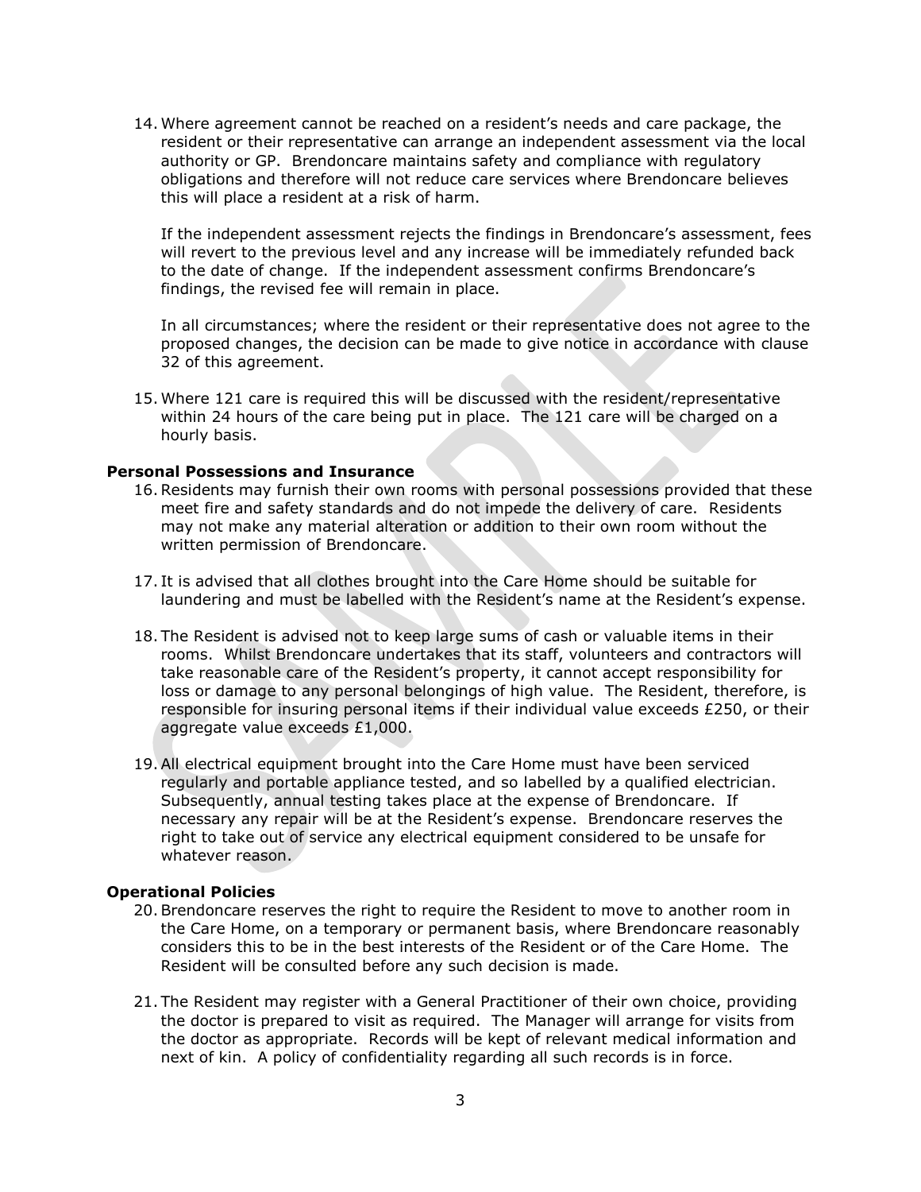14. Where agreement cannot be reached on a resident's needs and care package, the resident or their representative can arrange an independent assessment via the local authority or GP. Brendoncare maintains safety and compliance with regulatory obligations and therefore will not reduce care services where Brendoncare believes this will place a resident at a risk of harm.

    If the independent assessment rejects the findings in Brendoncare's assessment, fees will revert to the previous level and any increase will be immediately refunded back to the date of change. If the independent assessment confirms Brendoncare's findings, the revised fee will remain in place.

    In all circumstances; where the resident or their representative does not agree to the proposed changes, the decision can be made to give notice in accordance with clause 32 of this agreement.

15. Where 121 care is required this will be discussed with the resident/representative within 24 hours of the care being put in place. The 121 care will be charged on a hourly basis.

**Personal Possessions and Insurance**

16. Residents may furnish their own rooms with personal possessions provided that these meet fire and safety standards and do not impede the delivery of care. Residents may not make any material alteration or addition to their own room without the written permission of Brendoncare.

17. It is advised that all clothes brought into the Care Home should be suitable for laundering and must be labelled with the Resident's name at the Resident's expense.

18. The Resident is advised not to keep large sums of cash or valuable items in their rooms. Whilst Brendoncare undertakes that its staff, volunteers and contractors will take reasonable care of the Resident's property, it cannot accept responsibility for loss or damage to any personal belongings of high value. The Resident, therefore, is responsible for insuring personal items if their individual value exceeds £250, or their aggregate value exceeds £1,000.

19. All electrical equipment brought into the Care Home must have been serviced regularly and portable appliance tested, and so labelled by a qualified electrician. Subsequently, annual testing takes place at the expense of Brendoncare. If necessary any repair will be at the Resident's expense. Brendoncare reserves the right to take out of service any electrical equipment considered to be unsafe for whatever reason.

**Operational Policies**

20. Brendoncare reserves the right to require the Resident to move to another room in the Care Home, on a temporary or permanent basis, where Brendoncare reasonably considers this to be in the best interests of the Resident or of the Care Home. The Resident will be consulted before any such decision is made.

21. The Resident may register with a General Practitioner of their own choice, providing the doctor is prepared to visit as required. The Manager will arrange for visits from the doctor as appropriate. Records will be kept of relevant medical information and next of kin. A policy of confidentiality regarding all such records is in force.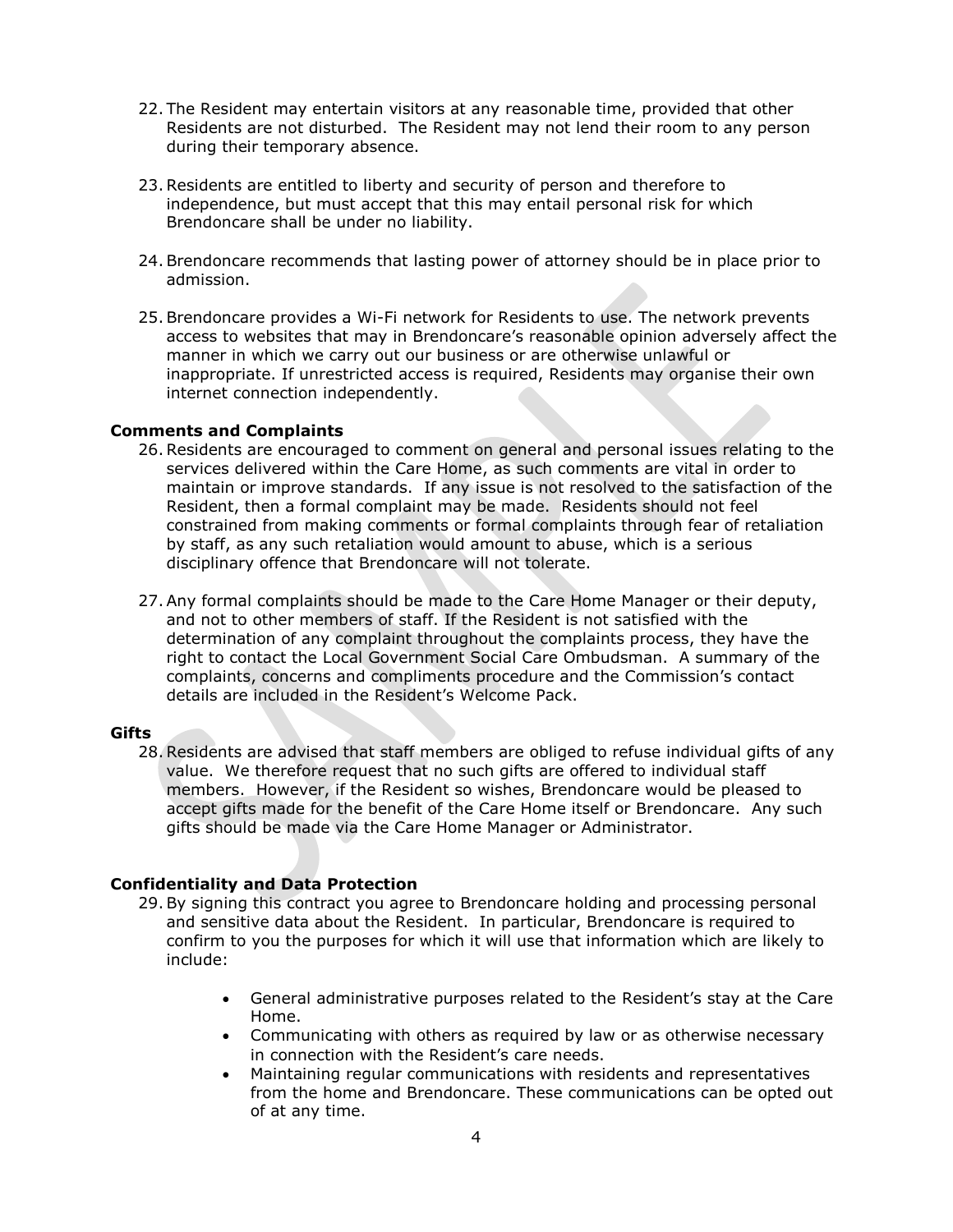22. The Resident may entertain visitors at any reasonable time, provided that other Residents are not disturbed. The Resident may not lend their room to any person during their temporary absence.

23. Residents are entitled to liberty and security of person and therefore to independence, but must accept that this may entail personal risk for which Brendoncare shall be under no liability.

24. Brendoncare recommends that lasting power of attorney should be in place prior to admission.

25. Brendoncare provides a Wi-Fi network for Residents to use. The network prevents access to websites that may in Brendoncare's reasonable opinion adversely affect the manner in which we carry out our business or are otherwise unlawful or inappropriate. If unrestricted access is required, Residents may organise their own internet connection independently.

**Comments and Complaints**

26. Residents are encouraged to comment on general and personal issues relating to the services delivered within the Care Home, as such comments are vital in order to maintain or improve standards. If any issue is not resolved to the satisfaction of the Resident, then a formal complaint may be made. Residents should not feel constrained from making comments or formal complaints through fear of retaliation by staff, as any such retaliation would amount to abuse, which is a serious disciplinary offence that Brendoncare will not tolerate.

27. Any formal complaints should be made to the Care Home Manager or their deputy, and not to other members of staff. If the Resident is not satisfied with the determination of any complaint throughout the complaints process, they have the right to contact the Local Government Social Care Ombudsman. A summary of the complaints, concerns and compliments procedure and the Commission's contact details are included in the Resident's Welcome Pack.

**Gifts**

28. Residents are advised that staff members are obliged to refuse individual gifts of any value. We therefore request that no such gifts are offered to individual staff members. However, if the Resident so wishes, Brendoncare would be pleased to accept gifts made for the benefit of the Care Home itself or Brendoncare. Any such gifts should be made via the Care Home Manager or Administrator.

**Confidentiality and Data Protection**

29. By signing this contract you agree to Brendoncare holding and processing personal and sensitive data about the Resident. In particular, Brendoncare is required to confirm to you the purposes for which it will use that information which are likely to include:

    - General administrative purposes related to the Resident's stay at the Care Home.
    - Communicating with others as required by law or as otherwise necessary in connection with the Resident's care needs.
    - Maintaining regular communications with residents and representatives from the home and Brendoncare. These communications can be opted out of at any time.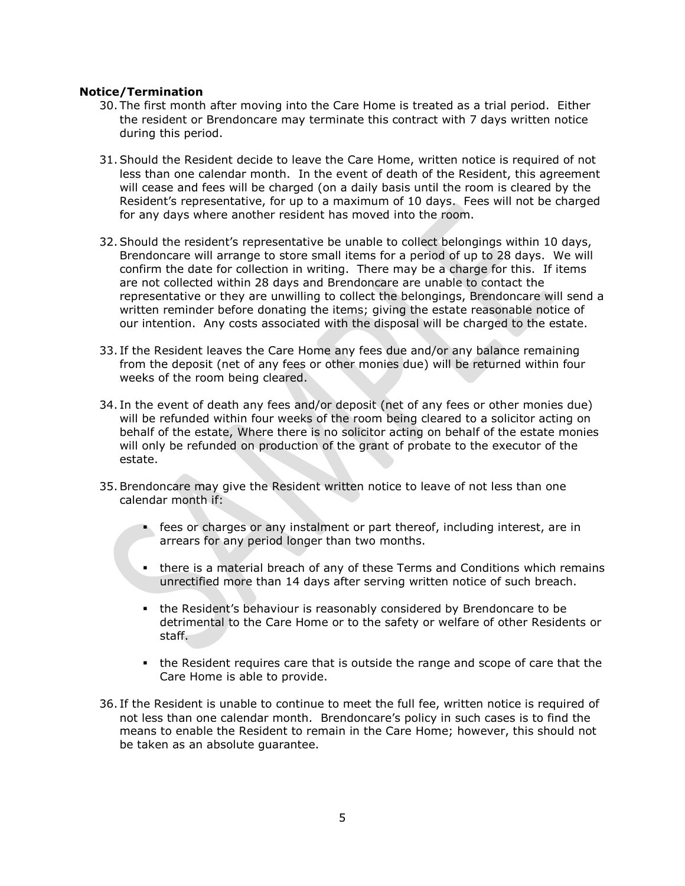**Notice/Termination**

30. The first month after moving into the Care Home is treated as a trial period. Either the resident or Brendoncare may terminate this contract with 7 days written notice during this period.

31. Should the Resident decide to leave the Care Home, written notice is required of not less than one calendar month. In the event of death of the Resident, this agreement will cease and fees will be charged (on a daily basis until the room is cleared by the Resident's representative, for up to a maximum of 10 days. Fees will not be charged for any days where another resident has moved into the room.

32. Should the resident's representative be unable to collect belongings within 10 days, Brendoncare will arrange to store small items for a period of up to 28 days. We will confirm the date for collection in writing. There may be a charge for this. If items are not collected within 28 days and Brendoncare are unable to contact the representative or they are unwilling to collect the belongings, Brendoncare will send a written reminder before donating the items; giving the estate reasonable notice of our intention. Any costs associated with the disposal will be charged to the estate.

33. If the Resident leaves the Care Home any fees due and/or any balance remaining from the deposit (net of any fees or other monies due) will be returned within four weeks of the room being cleared.

34. In the event of death any fees and/or deposit (net of any fees or other monies due) will be refunded within four weeks of the room being cleared to a solicitor acting on behalf of the estate, Where there is no solicitor acting on behalf of the estate monies will only be refunded on production of the grant of probate to the executor of the estate.

35. Brendoncare may give the Resident written notice to leave of not less than one calendar month if:

    - fees or charges or any instalment or part thereof, including interest, are in arrears for any period longer than two months.
    - there is a material breach of any of these Terms and Conditions which remains unrectified more than 14 days after serving written notice of such breach.
    - the Resident's behaviour is reasonably considered by Brendoncare to be detrimental to the Care Home or to the safety or welfare of other Residents or staff.
    - the Resident requires care that is outside the range and scope of care that the Care Home is able to provide.

36. If the Resident is unable to continue to meet the full fee, written notice is required of not less than one calendar month. Brendoncare's policy in such cases is to find the means to enable the Resident to remain in the Care Home; however, this should not be taken as an absolute guarantee.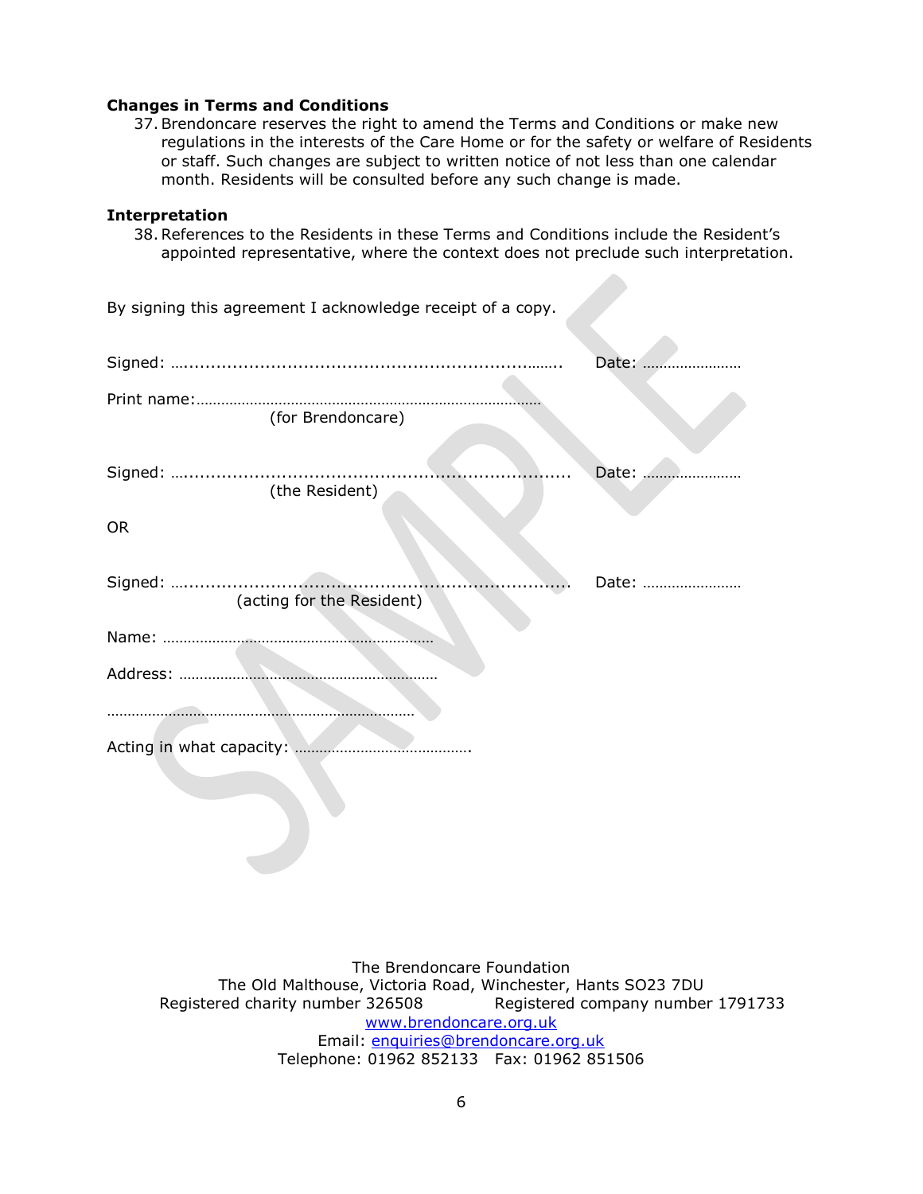**Changes in Terms and Conditions**

37. Brendoncare reserves the right to amend the Terms and Conditions or make new regulations in the interests of the Care Home or for the safety or welfare of Residents or staff. Such changes are subject to written notice of not less than one calendar month. Residents will be consulted before any such change is made.

**Interpretation**

38. References to the Residents in these Terms and Conditions include the Resident's appointed representative, where the context does not preclude such interpretation.

By signing this agreement I acknowledge receipt of a copy.

Signed: …………………………………………………………………… Date: ……………………

Print name:……………………………………………………………………
(for Brendoncare)

Signed: …………………………………………………………………… Date: ……………………
(the Resident)

OR

Signed: …………………………………………………………………… Date: ……………………
(acting for the Resident)

Name: …………………………………………………………

Address: ……………………………………………………

………………………………………………………………

Acting in what capacity: …………………………………….

The Brendoncare Foundation
The Old Malthouse, Victoria Road, Winchester, Hants SO23 7DU
Registered charity number 326508 Registered company number 1791733
www.brendoncare.org.uk
Email: enquiries@brendoncare.org.uk
Telephone: 01962 852133 Fax: 01962 851506